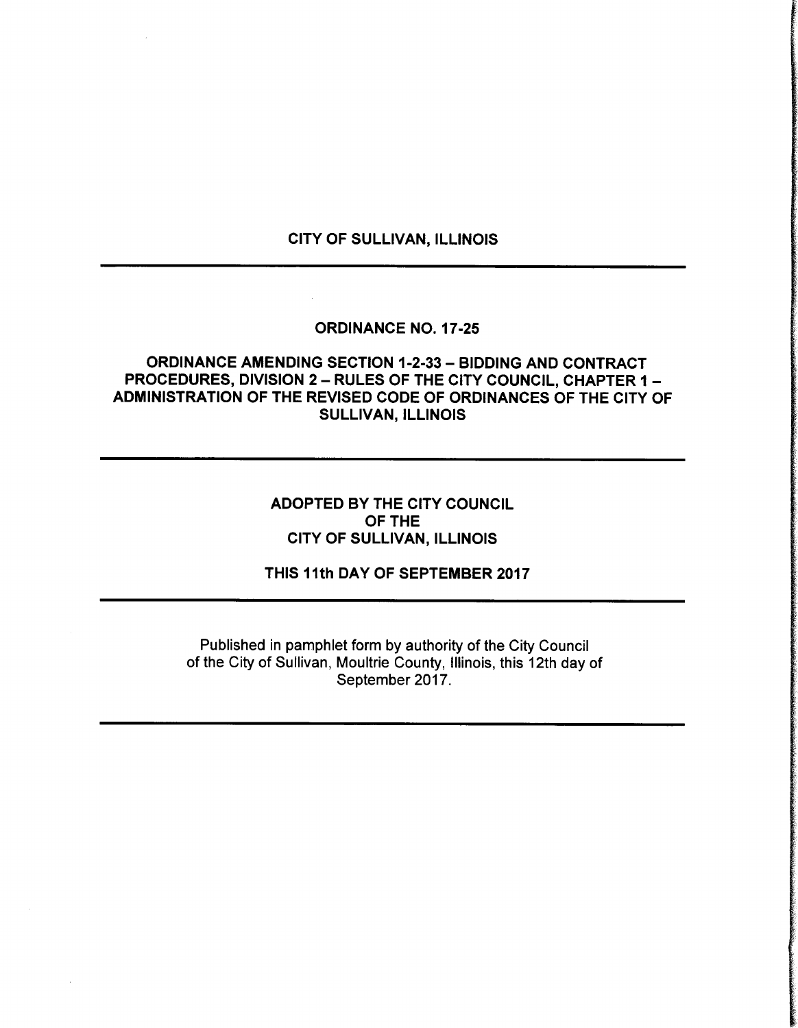# CITY OF SULLIVAN, ILLINOIS

---

## ORDINANCE NO. 17-25

## ORDINANCE AMENDING SECTION 1-2-33 – BIDDING AND CONTRACT PROCEDURES, DIVISION 2 – RULES OF THE CITY COUNCIL, CHAPTER 1 – ADMINISTRATION OF THE REVISED CODE OF ORDINANCES OF THE CITY OF SULLIVAN, ILLINOIS

---

**ADOPTED BY THE CITY COUNCIL**
**OF THE**
**CITY OF SULLIVAN, ILLINOIS**

**THIS 11th DAY OF SEPTEMBER 2017**

---

Published in pamphlet form by authority of the City Council of the City of Sullivan, Moultrie County, Illinois, this 12th day of September 2017.

---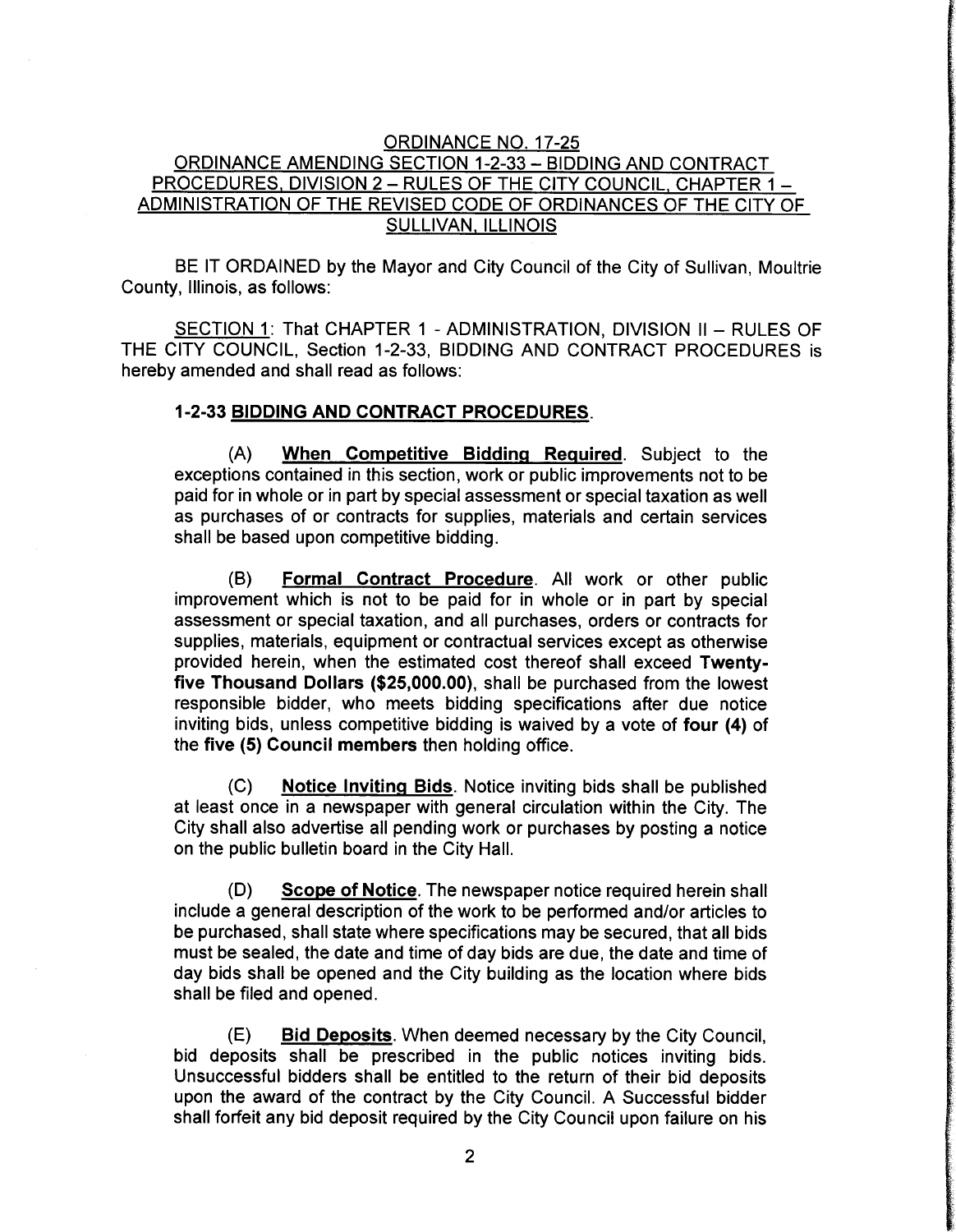ORDINANCE NO. 17-25

ORDINANCE AMENDING SECTION 1-2-33 – BIDDING AND CONTRACT PROCEDURES, DIVISION 2 – RULES OF THE CITY COUNCIL, CHAPTER 1 – ADMINISTRATION OF THE REVISED CODE OF ORDINANCES OF THE CITY OF SULLIVAN, ILLINOIS

BE IT ORDAINED by the Mayor and City Council of the City of Sullivan, Moultrie County, Illinois, as follows:

SECTION 1: That CHAPTER 1 - ADMINISTRATION, DIVISION II – RULES OF THE CITY COUNCIL, Section 1-2-33, BIDDING AND CONTRACT PROCEDURES is hereby amended and shall read as follows:

**1-2-33 BIDDING AND CONTRACT PROCEDURES.**

(A) **When Competitive Bidding Required**. Subject to the exceptions contained in this section, work or public improvements not to be paid for in whole or in part by special assessment or special taxation as well as purchases of or contracts for supplies, materials and certain services shall be based upon competitive bidding.

(B) **Formal Contract Procedure**. All work or other public improvement which is not to be paid for in whole or in part by special assessment or special taxation, and all purchases, orders or contracts for supplies, materials, equipment or contractual services except as otherwise provided herein, when the estimated cost thereof shall exceed **Twenty-five Thousand Dollars ($25,000.00)**, shall be purchased from the lowest responsible bidder, who meets bidding specifications after due notice inviting bids, unless competitive bidding is waived by a vote of **four (4)** of the **five (5) Council members** then holding office.

(C) **Notice Inviting Bids**. Notice inviting bids shall be published at least once in a newspaper with general circulation within the City. The City shall also advertise all pending work or purchases by posting a notice on the public bulletin board in the City Hall.

(D) **Scope of Notice**. The newspaper notice required herein shall include a general description of the work to be performed and/or articles to be purchased, shall state where specifications may be secured, that all bids must be sealed, the date and time of day bids are due, the date and time of day bids shall be opened and the City building as the location where bids shall be filed and opened.

(E) **Bid Deposits**. When deemed necessary by the City Council, bid deposits shall be prescribed in the public notices inviting bids. Unsuccessful bidders shall be entitled to the return of their bid deposits upon the award of the contract by the City Council. A Successful bidder shall forfeit any bid deposit required by the City Council upon failure on his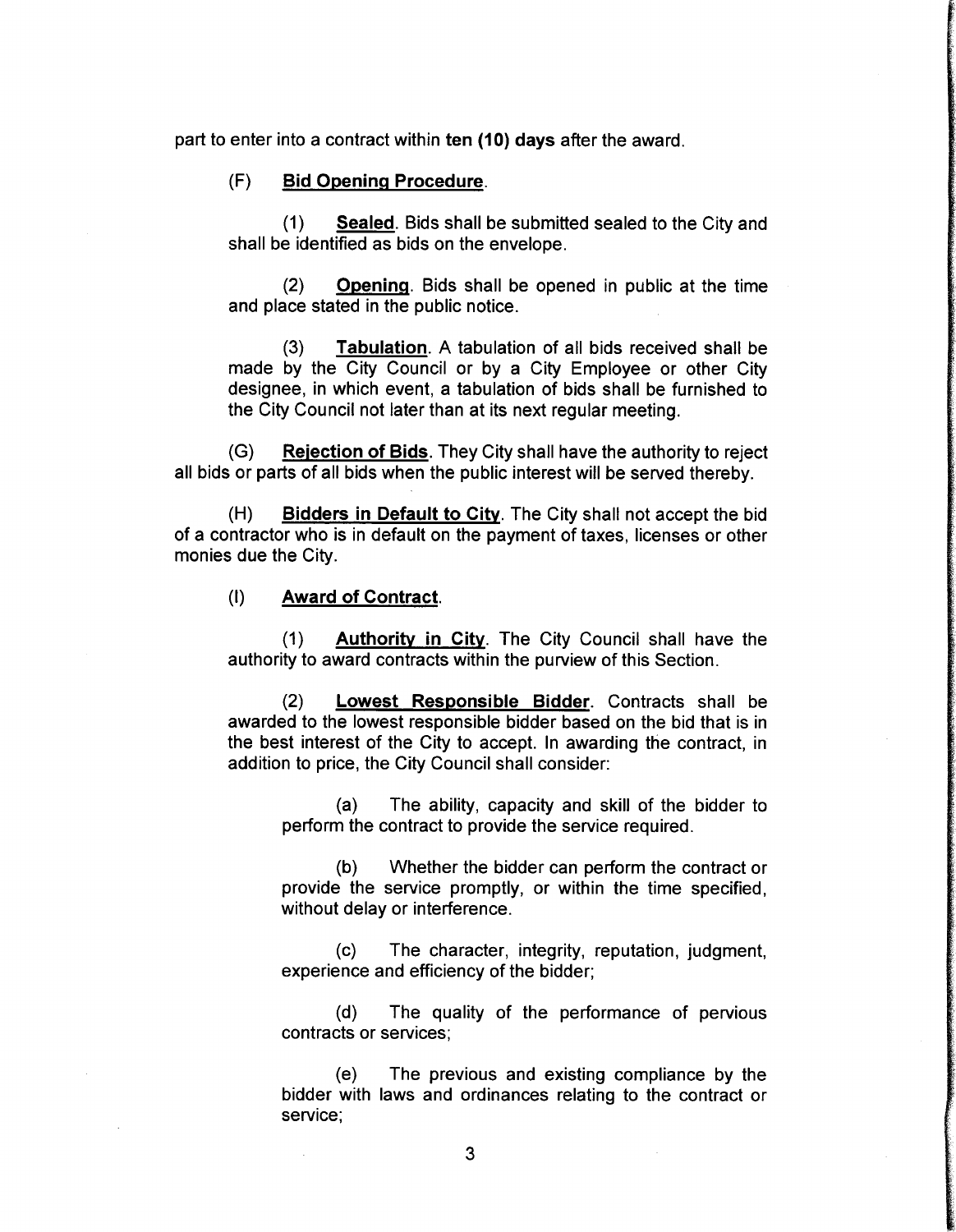part to enter into a contract within **ten (10) days** after the award.

(F) **Bid Opening Procedure**.

(1) **Sealed**. Bids shall be submitted sealed to the City and shall be identified as bids on the envelope.

(2) **Opening**. Bids shall be opened in public at the time and place stated in the public notice.

(3) **Tabulation**. A tabulation of all bids received shall be made by the City Council or by a City Employee or other City designee, in which event, a tabulation of bids shall be furnished to the City Council not later than at its next regular meeting.

(G) **Rejection of Bids**. They City shall have the authority to reject all bids or parts of all bids when the public interest will be served thereby.

(H) **Bidders in Default to City**. The City shall not accept the bid of a contractor who is in default on the payment of taxes, licenses or other monies due the City.

(I) **Award of Contract**.

(1) **Authority in City**. The City Council shall have the authority to award contracts within the purview of this Section.

(2) **Lowest Responsible Bidder**. Contracts shall be awarded to the lowest responsible bidder based on the bid that is in the best interest of the City to accept. In awarding the contract, in addition to price, the City Council shall consider:

(a) The ability, capacity and skill of the bidder to perform the contract to provide the service required.

(b) Whether the bidder can perform the contract or provide the service promptly, or within the time specified, without delay or interference.

(c) The character, integrity, reputation, judgment, experience and efficiency of the bidder;

(d) The quality of the performance of pervious contracts or services;

(e) The previous and existing compliance by the bidder with laws and ordinances relating to the contract or service;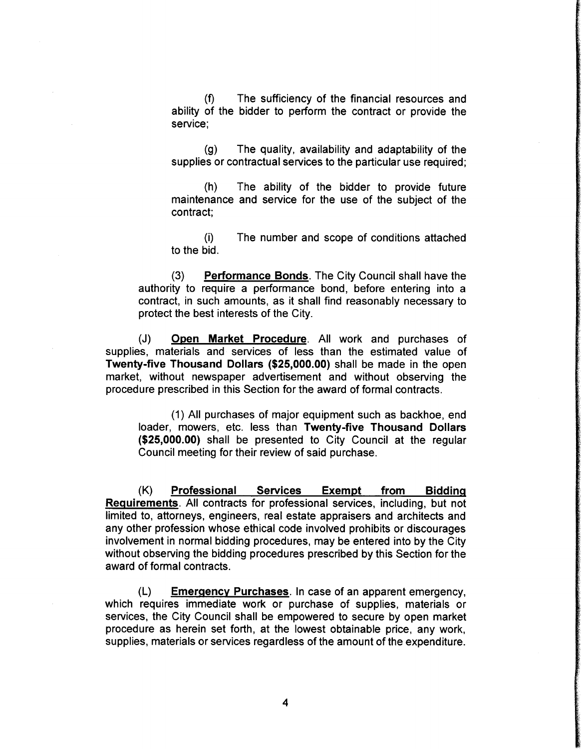(f) The sufficiency of the financial resources and ability of the bidder to perform the contract or provide the service;

(g) The quality, availability and adaptability of the supplies or contractual services to the particular use required;

(h) The ability of the bidder to provide future maintenance and service for the use of the subject of the contract;

(i) The number and scope of conditions attached to the bid.

(3) **Performance Bonds**. The City Council shall have the authority to require a performance bond, before entering into a contract, in such amounts, as it shall find reasonably necessary to protect the best interests of the City.

(J) **Open Market Procedure**. All work and purchases of supplies, materials and services of less than the estimated value of **Twenty-five Thousand Dollars ($25,000.00)** shall be made in the open market, without newspaper advertisement and without observing the procedure prescribed in this Section for the award of formal contracts.

(1) All purchases of major equipment such as backhoe, end loader, mowers, etc. less than **Twenty-five Thousand Dollars ($25,000.00)** shall be presented to City Council at the regular Council meeting for their review of said purchase.

(K) **Professional Services Exempt from Bidding Requirements**. All contracts for professional services, including, but not limited to, attorneys, engineers, real estate appraisers and architects and any other profession whose ethical code involved prohibits or discourages involvement in normal bidding procedures, may be entered into by the City without observing the bidding procedures prescribed by this Section for the award of formal contracts.

(L) **Emergency Purchases**. In case of an apparent emergency, which requires immediate work or purchase of supplies, materials or services, the City Council shall be empowered to secure by open market procedure as herein set forth, at the lowest obtainable price, any work, supplies, materials or services regardless of the amount of the expenditure.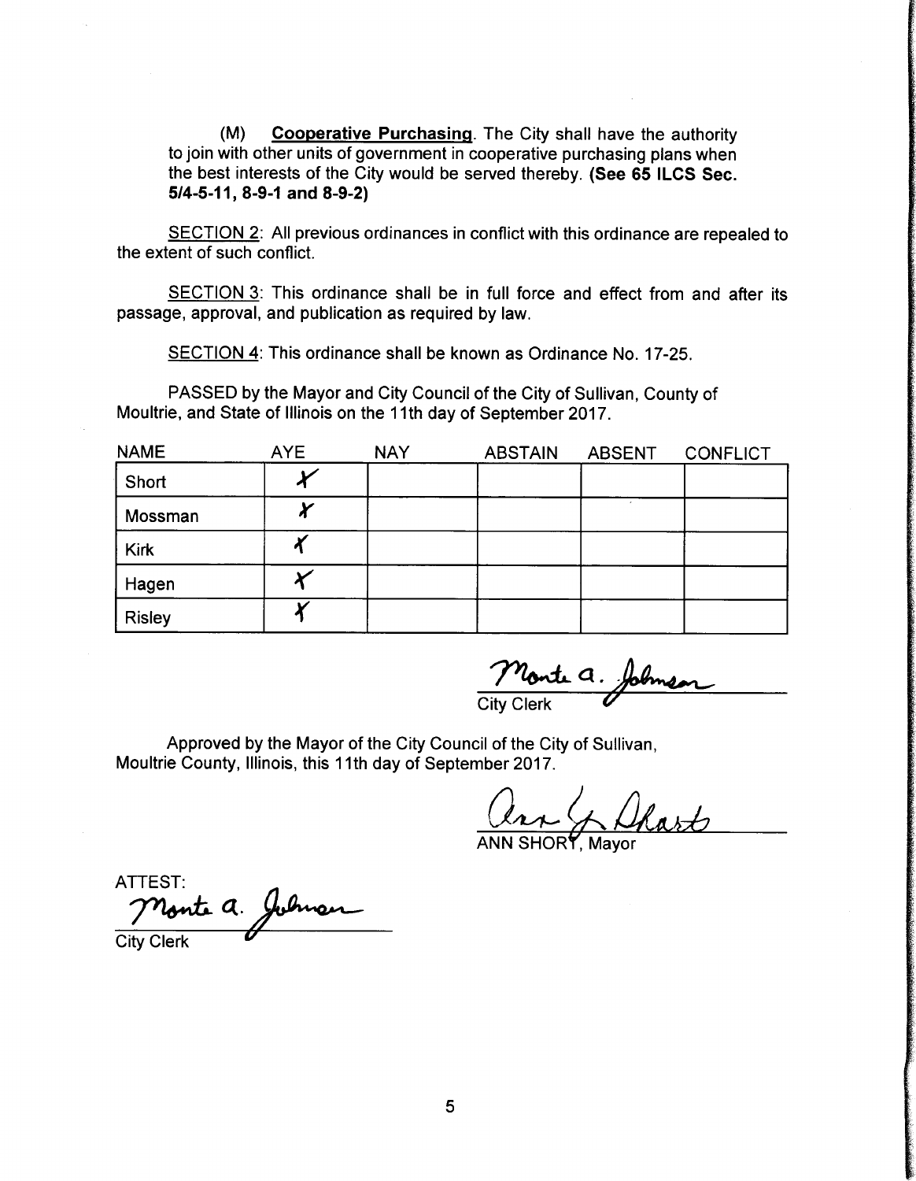(M) **Cooperative Purchasing**. The City shall have the authority to join with other units of government in cooperative purchasing plans when the best interests of the City would be served thereby. **(See 65 ILCS Sec. 5/4-5-11, 8-9-1 and 8-9-2)**

SECTION 2: All previous ordinances in conflict with this ordinance are repealed to the extent of such conflict.

SECTION 3: This ordinance shall be in full force and effect from and after its passage, approval, and publication as required by law.

SECTION 4: This ordinance shall be known as Ordinance No. 17-25.

PASSED by the Mayor and City Council of the City of Sullivan, County of Moultrie, and State of Illinois on the 11th day of September 2017.

| NAME | AYE | NAY | ABSTAIN | ABSENT | CONFLICT |
|---|---|---|---|---|---|
| Short | X | | | | |
| Mossman | X | | | | |
| Kirk | X | | | | |
| Hagen | X | | | | |
| Risley | X | | | | |

Monte A. Johnson
City Clerk

Approved by the Mayor of the City Council of the City of Sullivan, Moultrie County, Illinois, this 11th day of September 2017.

Ann G. Short
ANN SHORT, Mayor

ATTEST:
Monte A. Johnson
City Clerk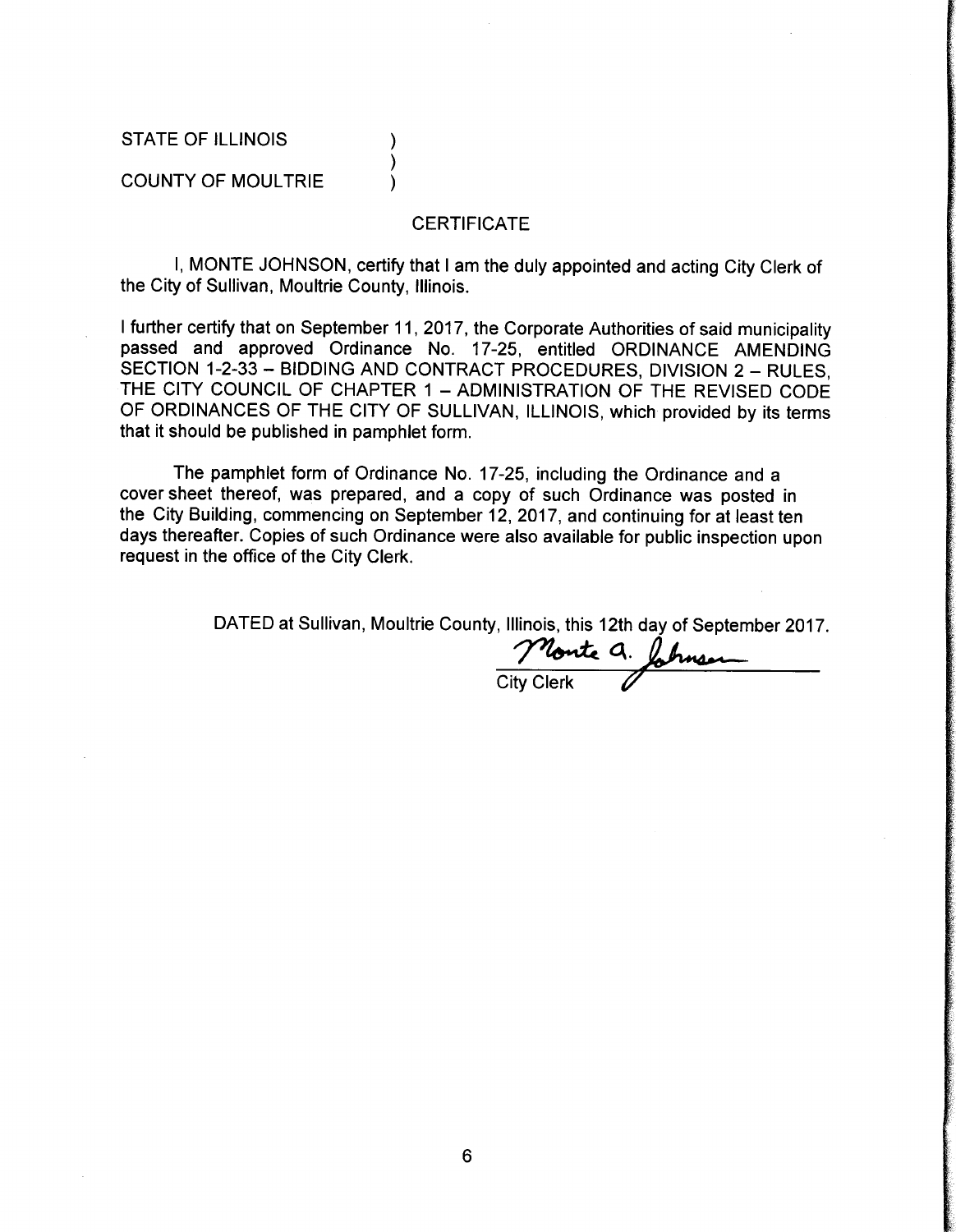STATE OF ILLINOIS )
)
COUNTY OF MOULTRIE )

CERTIFICATE

I, MONTE JOHNSON, certify that I am the duly appointed and acting City Clerk of the City of Sullivan, Moultrie County, Illinois.

I further certify that on September 11, 2017, the Corporate Authorities of said municipality passed and approved Ordinance No. 17-25, entitled ORDINANCE AMENDING SECTION 1-2-33 – BIDDING AND CONTRACT PROCEDURES, DIVISION 2 – RULES, THE CITY COUNCIL OF CHAPTER 1 – ADMINISTRATION OF THE REVISED CODE OF ORDINANCES OF THE CITY OF SULLIVAN, ILLINOIS, which provided by its terms that it should be published in pamphlet form.

The pamphlet form of Ordinance No. 17-25, including the Ordinance and a cover sheet thereof, was prepared, and a copy of such Ordinance was posted in the City Building, commencing on September 12, 2017, and continuing for at least ten days thereafter. Copies of such Ordinance were also available for public inspection upon request in the office of the City Clerk.

DATED at Sullivan, Moultrie County, Illinois, this 12th day of September 2017.

Monte A. Johnson

City Clerk